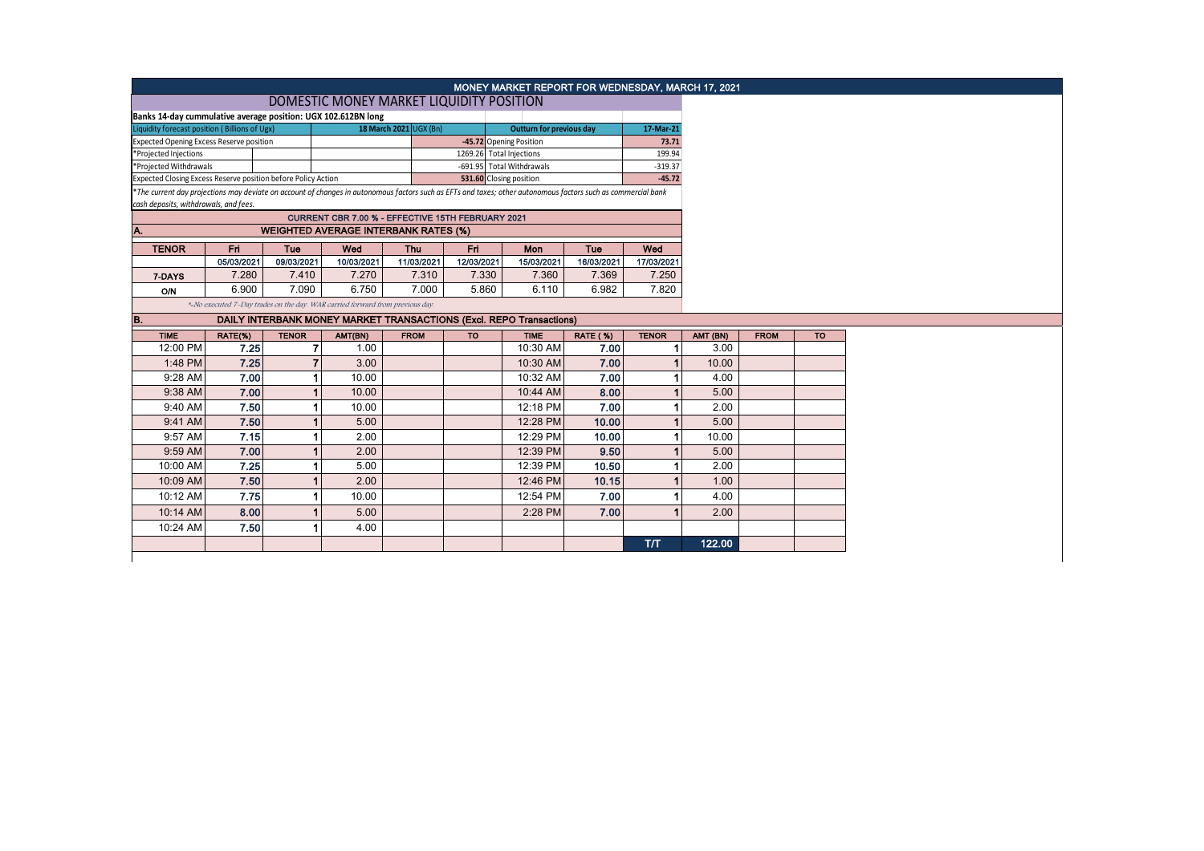# MONEY MARKET REPORT FOR WEDNESDAY, MARCH 17, 2021

## DOMESTIC MONEY MARKET LIQUIDITY POSITION

**Banks 14-day cummulative average position: UGX 102.612BN long**

| Liquidity forecast position ( Billions of Ugx) | 18 March 2021 UGX (Bn) | Outturn for previous day | 17-Mar-21 |
|---|---|---|---|
| Expected Opening Excess Reserve position | -45.72 | Opening Position | 73.71 |
| *Projected Injections | 1269.26 | Total Injections | 199.94 |
| *Projected Withdrawals | -691.95 | Total Withdrawals | -319.37 |
| Expected Closing Excess Reserve position before Policy Action | 531.60 | Closing position | -45.72 |

*\*The current day projections may deviate on account of changes in autonomous factors such as EFTs and taxes; other autonomous factors such as commercial bank cash deposits, withdrawals, and fees.*

**CURRENT CBR 7.00 % - EFFECTIVE 15TH FEBRUARY 2021**

### A. WEIGHTED AVERAGE INTERBANK RATES (%)

| TENOR | Fri | Tue | Wed | Thu | Fri | Mon | Tue | Wed |
|---|---|---|---|---|---|---|---|---|
| | 05/03/2021 | 09/03/2021 | 10/03/2021 | 11/03/2021 | 12/03/2021 | 15/03/2021 | 16/03/2021 | 17/03/2021 |
| 7-DAYS | 7.280 | 7.410 | 7.270 | 7.310 | 7.330 | 7.360 | 7.369 | 7.250 |
| O/N | 6.900 | 7.090 | 6.750 | 7.000 | 5.860 | 6.110 | 6.982 | 7.820 |

*\*-No executed 7-Day trades on the day. WAR carried forward from previous day.*

### B. DAILY INTERBANK MONEY MARKET TRANSACTIONS (Excl. REPO Transactions)

| TIME | RATE(%) | TENOR | AMT(BN) | FROM | TO | TIME | RATE ( %) | TENOR | AMT (BN) | FROM | TO |
|---|---|---|---|---|---|---|---|---|---|---|---|
| 12:00 PM | 7.25 | 7 | 1.00 | | | 10:30 AM | 7.00 | 1 | 3.00 | | |
| 1:48 PM | 7.25 | 7 | 3.00 | | | 10:30 AM | 7.00 | 1 | 10.00 | | |
| 9:28 AM | 7.00 | 1 | 10.00 | | | 10:32 AM | 7.00 | 1 | 4.00 | | |
| 9:38 AM | 7.00 | 1 | 10.00 | | | 10:44 AM | 8.00 | 1 | 5.00 | | |
| 9:40 AM | 7.50 | 1 | 10.00 | | | 12:18 PM | 7.00 | 1 | 2.00 | | |
| 9:41 AM | 7.50 | 1 | 5.00 | | | 12:28 PM | 10.00 | 1 | 5.00 | | |
| 9:57 AM | 7.15 | 1 | 2.00 | | | 12:29 PM | 10.00 | 1 | 10.00 | | |
| 9:59 AM | 7.00 | 1 | 2.00 | | | 12:39 PM | 9.50 | 1 | 5.00 | | |
| 10:00 AM | 7.25 | 1 | 5.00 | | | 12:39 PM | 10.50 | 1 | 2.00 | | |
| 10:09 AM | 7.50 | 1 | 2.00 | | | 12:46 PM | 10.15 | 1 | 1.00 | | |
| 10:12 AM | 7.75 | 1 | 10.00 | | | 12:54 PM | 7.00 | 1 | 4.00 | | |
| 10:14 AM | 8.00 | 1 | 5.00 | | | 2:28 PM | 7.00 | 1 | 2.00 | | |
| 10:24 AM | 7.50 | 1 | 4.00 | | | | | | | | |
| | | | | | | | | T/T | 122.00 | | |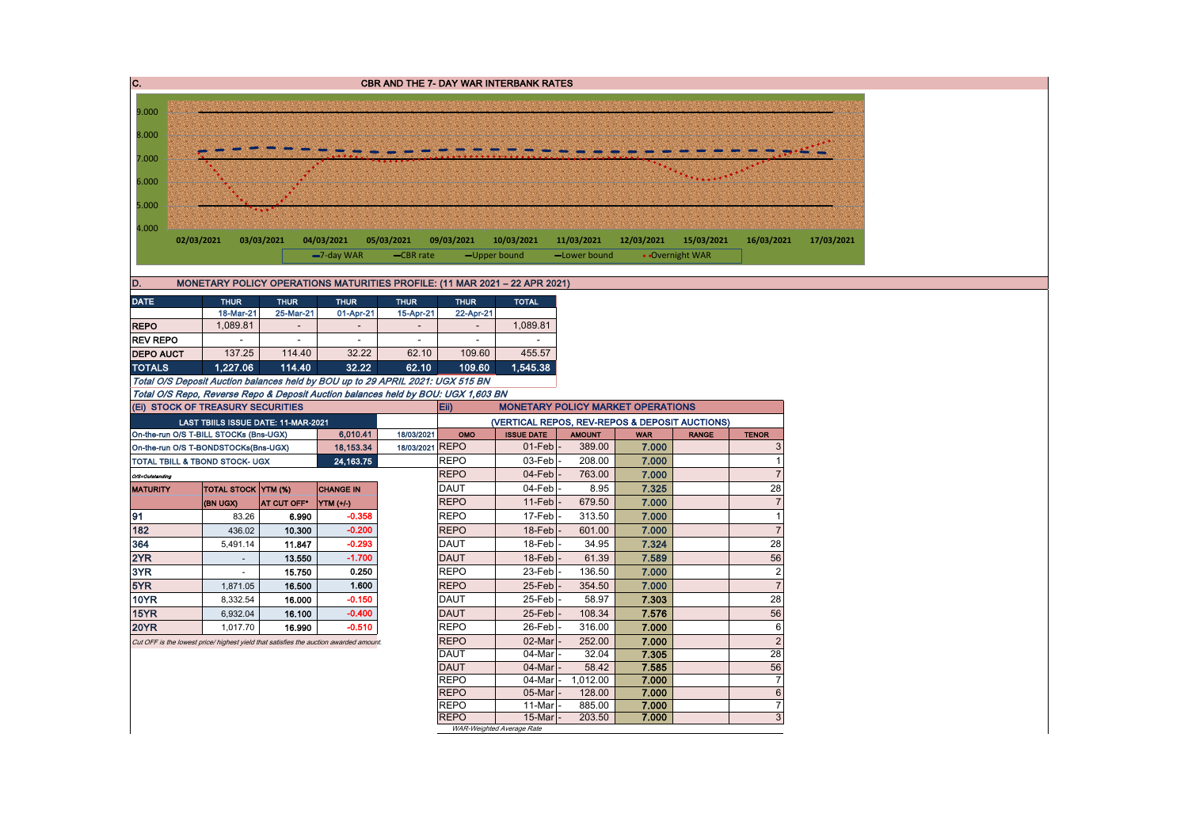## C. CBR AND THE 7- DAY WAR INTERBANK RATES

9.000
8.000
7.000
6.000
5.000
4.000

02/03/2021 03/03/2021 04/03/2021 05/03/2021 09/03/2021 10/03/2021 11/03/2021 12/03/2021 15/03/2021 16/03/2021 17/03/2021

7-day WAR — CBR rate — Upper bound — Lower bound — Overnight WAR

## D. MONETARY POLICY OPERATIONS MATURITIES PROFILE: (11 MAR 2021 – 22 APR 2021)

| DATE | THUR | THUR | THUR | THUR | THUR | TOTAL |
|---|---|---|---|---|---|---|
| | 18-Mar-21 | 25-Mar-21 | 01-Apr-21 | 15-Apr-21 | 22-Apr-21 | |
| REPO | 1,089.81 | - | - | - | - | 1,089.81 |
| REV REPO | - | - | - | - | - | - |
| DEPO AUCT | 137.25 | 114.40 | 32.22 | 62.10 | 109.60 | 455.57 |
| TOTALS | 1,227.06 | 114.40 | 32.22 | 62.10 | 109.60 | 1,545.38 |

*Total O/S Deposit Auction balances held by BOU up to 29 APRIL 2021: UGX 515 BN*

*Total O/S Repo, Reverse Repo & Deposit Auction balances held by BOU: UGX 1,603 BN*

### (Ei) STOCK OF TREASURY SECURITIES

| LAST TBIILS ISSUE DATE: 11-MAR-2021 | | |
|---|---|---|
| On-the-run O/S T-BILL STOCKs (Bns-UGX) | 6,010.41 | 18/03/2021 |
| On-the-run O/S T-BONDSTOCKs(Bns-UGX) | 18,153.34 | 18/03/2021 |
| TOTAL TBILL & TBOND STOCK- UGX | 24,163.75 | |

*O/S=Outstanding*

| MATURITY | TOTAL STOCK (BN UGX) | YTM (%) AT CUT OFF* | CHANGE IN YTM (+/-) |
|---|---|---|---|
| 91 | 83.26 | 6.990 | -0.358 |
| 182 | 436.02 | 10.300 | -0.200 |
| 364 | 5,491.14 | 11.847 | -0.293 |
| 2YR | - | 13.550 | -1.700 |
| 3YR | - | 15.750 | 0.250 |
| 5YR | 1,871.05 | 16.500 | 1.600 |
| 10YR | 8,332.54 | 16.000 | -0.150 |
| 15YR | 6,932.04 | 16.100 | -0.400 |
| 20YR | 1,017.70 | 16.990 | -0.510 |

*Cut OFF is the lowest price/ highest yield that satisfies the auction awarded amount.*

### Eii) MONETARY POLICY MARKET OPERATIONS

(VERTICAL REPOS, REV-REPOS & DEPOSIT AUCTIONS)

| OMO | ISSUE DATE | AMOUNT | WAR | RANGE | TENOR |
|---|---|---|---|---|---|
| REPO | 01-Feb | 389.00 | 7.000 | | 3 |
| REPO | 03-Feb | 208.00 | 7.000 | | 1 |
| REPO | 04-Feb | 763.00 | 7.000 | | 7 |
| DAUT | 04-Feb | 8.95 | 7.325 | | 28 |
| REPO | 11-Feb | 679.50 | 7.000 | | 7 |
| REPO | 17-Feb | 313.50 | 7.000 | | 1 |
| REPO | 18-Feb | 601.00 | 7.000 | | 7 |
| DAUT | 18-Feb | 34.95 | 7.324 | | 28 |
| DAUT | 18-Feb | 61.39 | 7.589 | | 56 |
| REPO | 23-Feb | 136.50 | 7.000 | | 2 |
| REPO | 25-Feb | 354.50 | 7.000 | | 7 |
| DAUT | 25-Feb | 58.97 | 7.303 | | 28 |
| DAUT | 25-Feb | 108.34 | 7.576 | | 56 |
| REPO | 26-Feb | 316.00 | 7.000 | | 6 |
| REPO | 02-Mar | 252.00 | 7.000 | | 2 |
| DAUT | 04-Mar | 32.04 | 7.305 | | 28 |
| DAUT | 04-Mar | 58.42 | 7.585 | | 56 |
| REPO | 04-Mar | 1,012.00 | 7.000 | | 7 |
| REPO | 05-Mar | 128.00 | 7.000 | | 6 |
| REPO | 11-Mar | 885.00 | 7.000 | | 7 |
| REPO | 15-Mar | 203.50 | 7.000 | | 3 |

*WAR-Weighted Average Rate*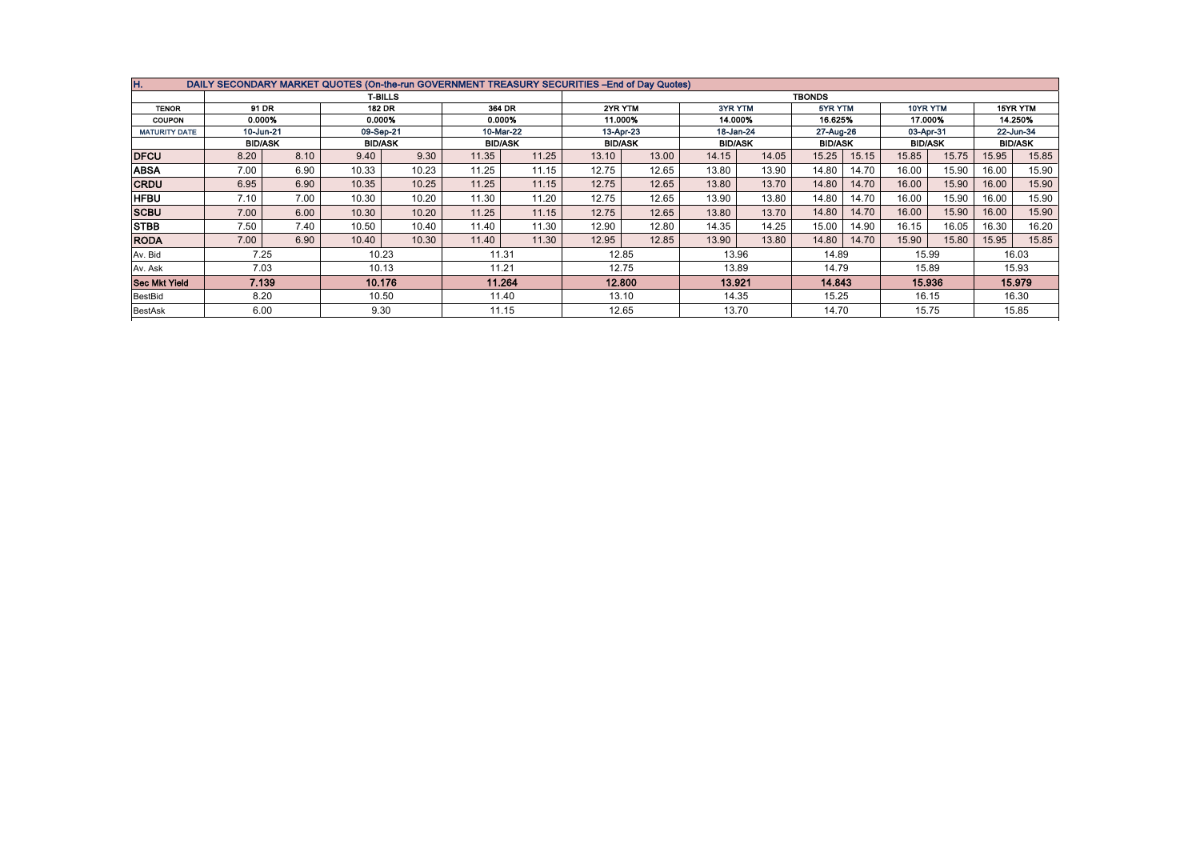| H. | DAILY SECONDARY MARKET QUOTES (On-the-run GOVERNMENT TREASURY SECURITIES –End of Day Quotes) | | | | | | | | | | | | | | | |
|---|---|---|---|---|---|---|---|---|---|---|---|---|---|---|---|---|
| | T-BILLS | | | | | | TBONDS | | | | | | | | | |
| TENOR | 91 DR | | 182 DR | | 364 DR | | 2YR YTM | | 3YR YTM | | 5YR YTM | | 10YR YTM | | 15YR YTM | |
| COUPON | 0.000% | | 0.000% | | 0.000% | | 11.000% | | 14.000% | | 16.625% | | 17.000% | | 14.250% | |
| MATURITY DATE | 10-Jun-21 | | 09-Sep-21 | | 10-Mar-22 | | 13-Apr-23 | | 18-Jan-24 | | 27-Aug-26 | | 03-Apr-31 | | 22-Jun-34 | |
| | BID/ASK | | BID/ASK | | BID/ASK | | BID/ASK | | BID/ASK | | BID/ASK | | BID/ASK | | BID/ASK | |
| DFCU | 8.20 | 8.10 | 9.40 | 9.30 | 11.35 | 11.25 | 13.10 | 13.00 | 14.15 | 14.05 | 15.25 | 15.15 | 15.85 | 15.75 | 15.95 | 15.85 |
| ABSA | 7.00 | 6.90 | 10.33 | 10.23 | 11.25 | 11.15 | 12.75 | 12.65 | 13.80 | 13.90 | 14.80 | 14.70 | 16.00 | 15.90 | 16.00 | 15.90 |
| CRDU | 6.95 | 6.90 | 10.35 | 10.25 | 11.25 | 11.15 | 12.75 | 12.65 | 13.80 | 13.70 | 14.80 | 14.70 | 16.00 | 15.90 | 16.00 | 15.90 |
| HFBU | 7.10 | 7.00 | 10.30 | 10.20 | 11.30 | 11.20 | 12.75 | 12.65 | 13.90 | 13.80 | 14.80 | 14.70 | 16.00 | 15.90 | 16.00 | 15.90 |
| SCBU | 7.00 | 6.00 | 10.30 | 10.20 | 11.25 | 11.15 | 12.75 | 12.65 | 13.80 | 13.70 | 14.80 | 14.70 | 16.00 | 15.90 | 16.00 | 15.90 |
| STBB | 7.50 | 7.40 | 10.50 | 10.40 | 11.40 | 11.30 | 12.90 | 12.80 | 14.35 | 14.25 | 15.00 | 14.90 | 16.15 | 16.05 | 16.30 | 16.20 |
| RODA | 7.00 | 6.90 | 10.40 | 10.30 | 11.40 | 11.30 | 12.95 | 12.85 | 13.90 | 13.80 | 14.80 | 14.70 | 15.90 | 15.80 | 15.95 | 15.85 |
| Av. Bid | 7.25 | | 10.23 | | 11.31 | | 12.85 | | 13.96 | | 14.89 | | 15.99 | | 16.03 | |
| Av. Ask | 7.03 | | 10.13 | | 11.21 | | 12.75 | | 13.89 | | 14.79 | | 15.89 | | 15.93 | |
| Sec Mkt Yield | 7.139 | | 10.176 | | 11.264 | | 12.800 | | 13.921 | | 14.843 | | 15.936 | | 15.979 | |
| BestBid | 8.20 | | 10.50 | | 11.40 | | 13.10 | | 14.35 | | 15.25 | | 16.15 | | 16.30 | |
| BestAsk | 6.00 | | 9.30 | | 11.15 | | 12.65 | | 13.70 | | 14.70 | | 15.75 | | 15.85 | |